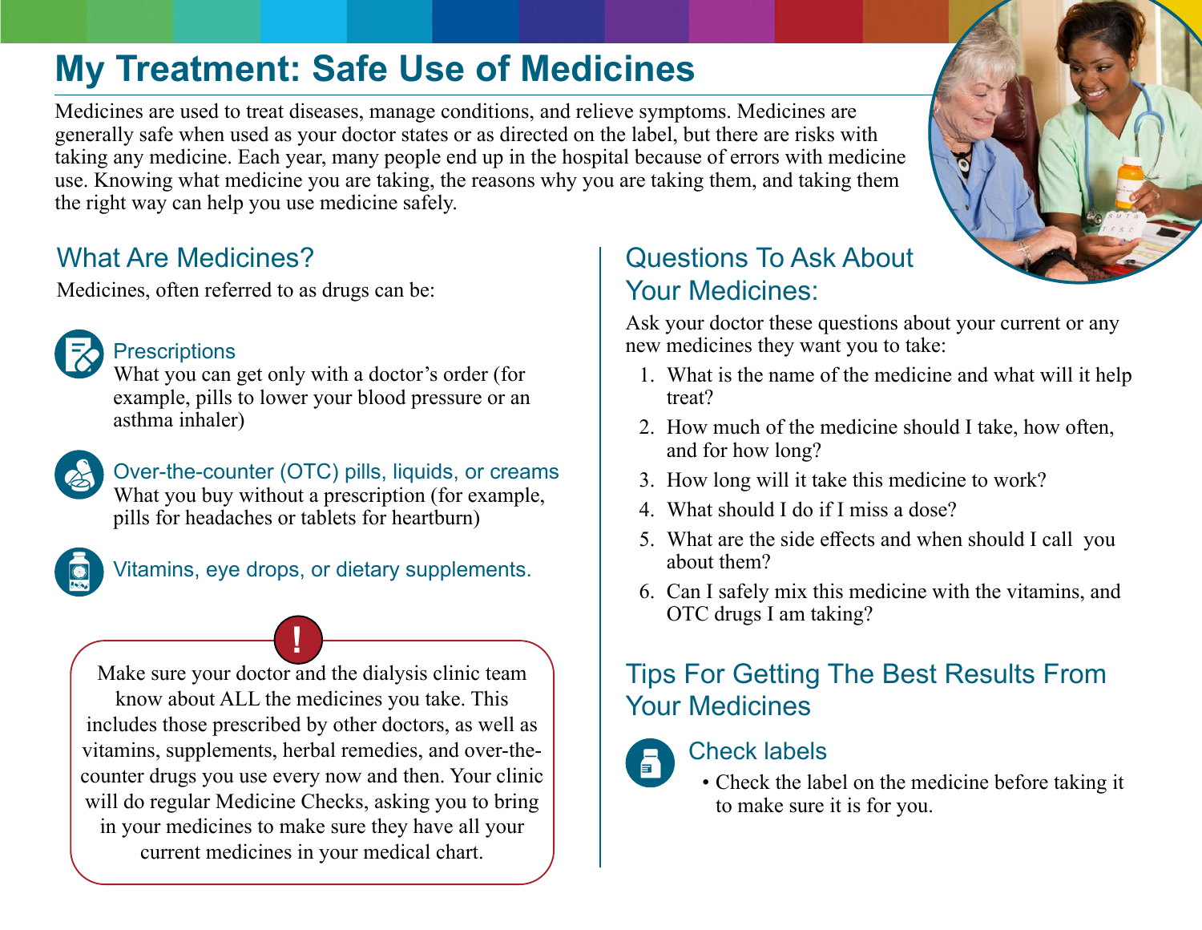# My Treatment: Safe Use of Medicines

Medicines are used to treat diseases, manage conditions, and relieve symptoms. Medicines are generally safe when used as your doctor states or as directed on the label, but there are risks with taking any medicine. Each year, many people end up in the hospital because of errors with medicine use. Knowing what medicine you are taking, the reasons why you are taking them, and taking them the right way can help you use medicine safely.

## What Are Medicines?

Medicines, often referred to as drugs can be:

### Prescriptions

What you can get only with a doctor's order (for example, pills to lower your blood pressure or an asthma inhaler)

### Over-the-counter (OTC) pills, liquids, or creams

What you buy without a prescription (for example, pills for headaches or tablets for heartburn)

### Vitamins, eye drops, or dietary supplements.

**!**

Make sure your doctor and the dialysis clinic team know about ALL the medicines you take. This includes those prescribed by other doctors, as well as vitamins, supplements, herbal remedies, and over-the-counter drugs you use every now and then. Your clinic will do regular Medicine Checks, asking you to bring in your medicines to make sure they have all your current medicines in your medical chart.

## Questions To Ask About Your Medicines:

Ask your doctor these questions about your current or any new medicines they want you to take:

1. What is the name of the medicine and what will it help treat?
2. How much of the medicine should I take, how often, and for how long?
3. How long will it take this medicine to work?
4. What should I do if I miss a dose?
5. What are the side effects and when should I call you about them?
6. Can I safely mix this medicine with the vitamins, and OTC drugs I am taking?

## Tips For Getting The Best Results From Your Medicines

### Check labels

- Check the label on the medicine before taking it to make sure it is for you.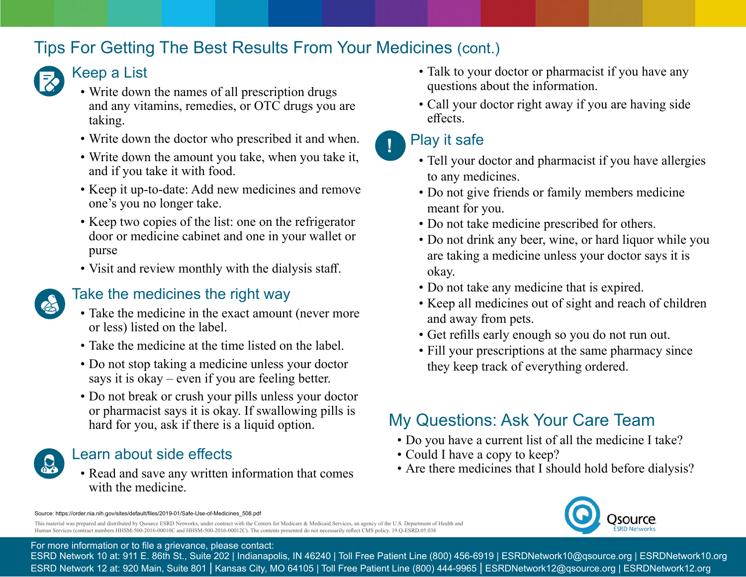# Tips For Getting The Best Results From Your Medicines (cont.)

## Keep a List

- Write down the names of all prescription drugs and any vitamins, remedies, or OTC drugs you are taking.
- Write down the doctor who prescribed it and when.
- Write down the amount you take, when you take it, and if you take it with food.
- Keep it up-to-date: Add new medicines and remove one's you no longer take.
- Keep two copies of the list: one on the refrigerator door or medicine cabinet and one in your wallet or purse
- Visit and review monthly with the dialysis staff.

## Take the medicines the right way

- Take the medicine in the exact amount (never more or less) listed on the label.
- Take the medicine at the time listed on the label.
- Do not stop taking a medicine unless your doctor says it is okay – even if you are feeling better.
- Do not break or crush your pills unless your doctor or pharmacist says it is okay. If swallowing pills is hard for you, ask if there is a liquid option.

## Learn about side effects

- Read and save any written information that comes with the medicine.
- Talk to your doctor or pharmacist if you have any questions about the information.
- Call your doctor right away if you are having side effects.

## Play it safe

- Tell your doctor and pharmacist if you have allergies to any medicines.
- Do not give friends or family members medicine meant for you.
- Do not take medicine prescribed for others.
- Do not drink any beer, wine, or hard liquor while you are taking a medicine unless your doctor says it is okay.
- Do not take any medicine that is expired.
- Keep all medicines out of sight and reach of children and away from pets.
- Get refills early enough so you do not run out.
- Fill your prescriptions at the same pharmacy since they keep track of everything ordered.

## My Questions: Ask Your Care Team

- Do you have a current list of all the medicine I take?
- Could I have a copy to keep?
- Are there medicines that I should hold before dialysis?

Source: https://order.nia.nih.gov/sites/default/files/2019-01/Safe-Use-of-Medicines_508.pdf

This material was prepared and distributed by Qsource ESRD Networks, under contract with the Centers for Medicare & Medicaid Services, an agency of the U.S. Department of Health and Human Services (contract numbers HHSM-500-2016-00010C and HHSM-500-2016-00012C). The contents presented do not necessarily reflect CMS policy. 19.Q-ESRD.05.038

Qsource ESRD Networks

For more information or to file a grievance, please contact:
ESRD Network 10 at: 911 E. 86th St., Suite 202 | Indianapolis, IN 46240 | Toll Free Patient Line (800) 456-6919 | ESRDNetwork10@qsource.org | ESRDNetwork10.org
ESRD Network 12 at: 920 Main, Suite 801 | Kansas City, MO 64105 | Toll Free Patient Line (800) 444-9965 | ESRDNetwork12@qsource.org | ESRDNetwork12.org